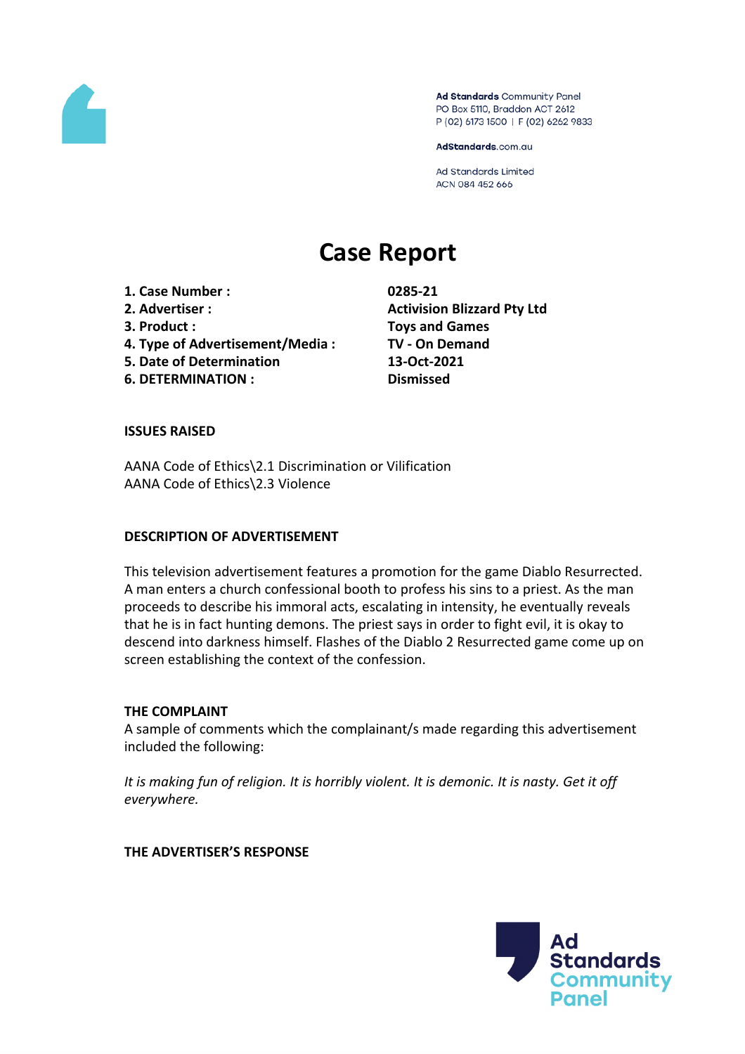Ad Standards Community Panel
PO Box 5110, Braddon ACT 2612
P (02) 6173 1500 | F (02) 6262 9833

AdStandards.com.au

Ad Standards Limited
ACN 084 452 666

# Case Report

| | |
|---|---|
| **1. Case Number :** | **0285-21** |
| **2. Advertiser :** | **Activision Blizzard Pty Ltd** |
| **3. Product :** | **Toys and Games** |
| **4. Type of Advertisement/Media :** | **TV - On Demand** |
| **5. Date of Determination** | **13-Oct-2021** |
| **6. DETERMINATION :** | **Dismissed** |

**ISSUES RAISED**

AANA Code of Ethics\2.1 Discrimination or Vilification
AANA Code of Ethics\2.3 Violence

**DESCRIPTION OF ADVERTISEMENT**

This television advertisement features a promotion for the game Diablo Resurrected. A man enters a church confessional booth to profess his sins to a priest. As the man proceeds to describe his immoral acts, escalating in intensity, he eventually reveals that he is in fact hunting demons. The priest says in order to fight evil, it is okay to descend into darkness himself. Flashes of the Diablo 2 Resurrected game come up on screen establishing the context of the confession.

**THE COMPLAINT**

A sample of comments which the complainant/s made regarding this advertisement included the following:

*It is making fun of religion. It is horribly violent. It is demonic. It is nasty. Get it off everywhere.*

**THE ADVERTISER'S RESPONSE**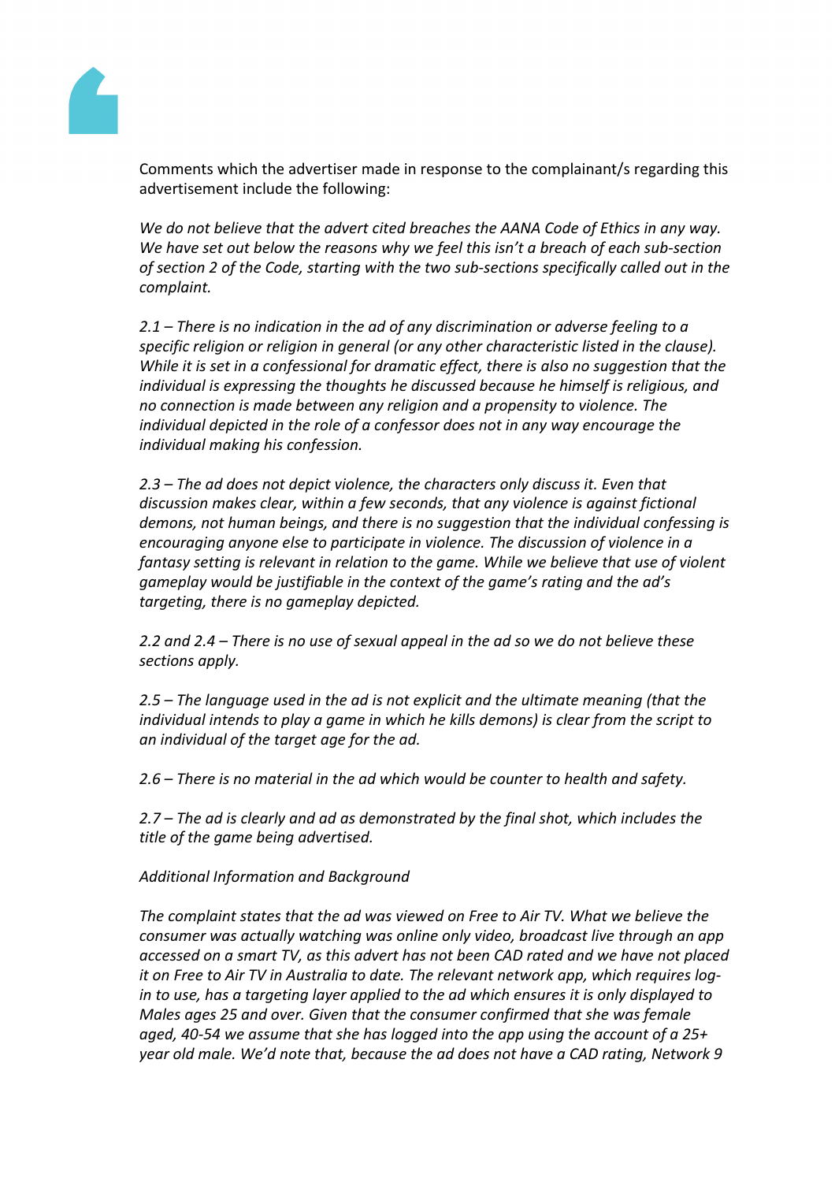Comments which the advertiser made in response to the complainant/s regarding this advertisement include the following:

*We do not believe that the advert cited breaches the AANA Code of Ethics in any way. We have set out below the reasons why we feel this isn't a breach of each sub-section of section 2 of the Code, starting with the two sub-sections specifically called out in the complaint.*

*2.1 – There is no indication in the ad of any discrimination or adverse feeling to a specific religion or religion in general (or any other characteristic listed in the clause). While it is set in a confessional for dramatic effect, there is also no suggestion that the individual is expressing the thoughts he discussed because he himself is religious, and no connection is made between any religion and a propensity to violence. The individual depicted in the role of a confessor does not in any way encourage the individual making his confession.*

*2.3 – The ad does not depict violence, the characters only discuss it. Even that discussion makes clear, within a few seconds, that any violence is against fictional demons, not human beings, and there is no suggestion that the individual confessing is encouraging anyone else to participate in violence. The discussion of violence in a fantasy setting is relevant in relation to the game. While we believe that use of violent gameplay would be justifiable in the context of the game's rating and the ad's targeting, there is no gameplay depicted.*

*2.2 and 2.4 – There is no use of sexual appeal in the ad so we do not believe these sections apply.*

*2.5 – The language used in the ad is not explicit and the ultimate meaning (that the individual intends to play a game in which he kills demons) is clear from the script to an individual of the target age for the ad.*

*2.6 – There is no material in the ad which would be counter to health and safety.*

*2.7 – The ad is clearly and ad as demonstrated by the final shot, which includes the title of the game being advertised.*

*Additional Information and Background*

*The complaint states that the ad was viewed on Free to Air TV. What we believe the consumer was actually watching was online only video, broadcast live through an app accessed on a smart TV, as this advert has not been CAD rated and we have not placed it on Free to Air TV in Australia to date. The relevant network app, which requires log-in to use, has a targeting layer applied to the ad which ensures it is only displayed to Males ages 25 and over. Given that the consumer confirmed that she was female aged, 40-54 we assume that she has logged into the app using the account of a 25+ year old male. We'd note that, because the ad does not have a CAD rating, Network 9*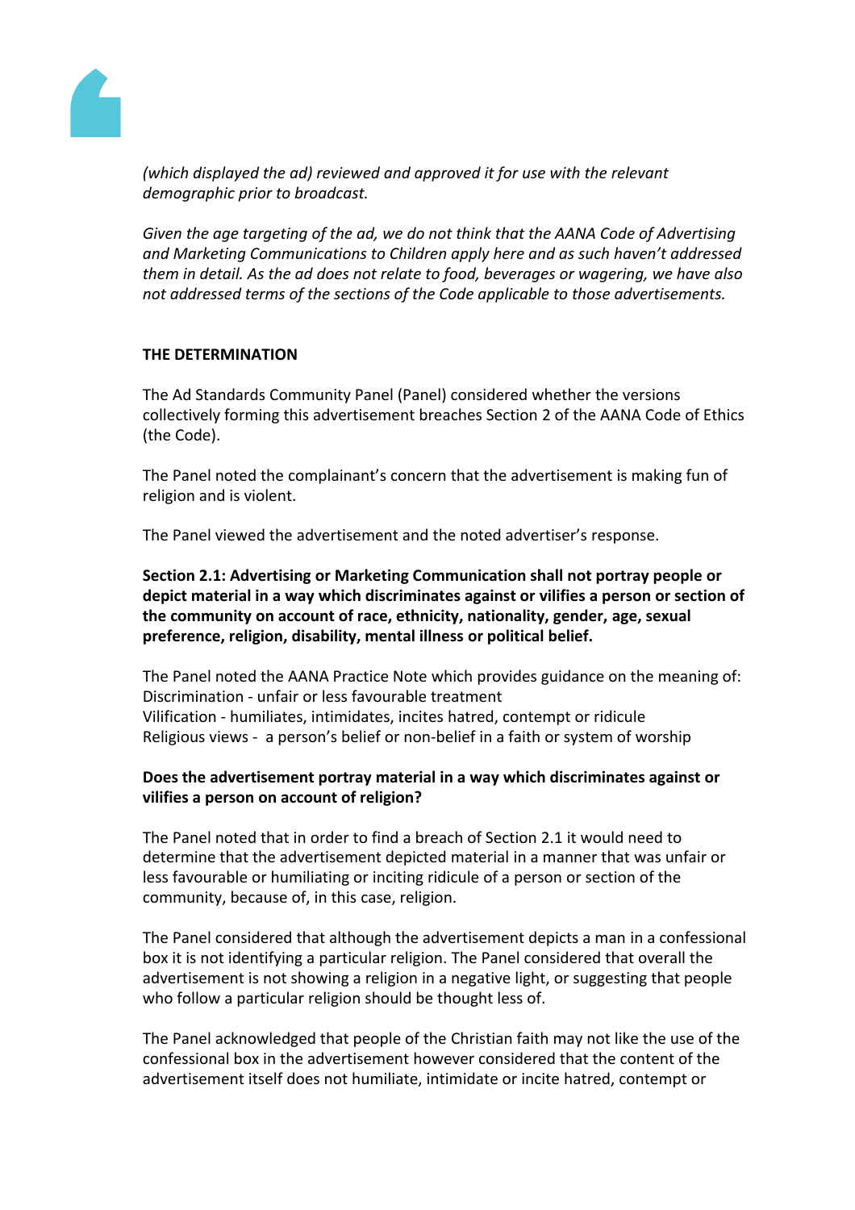*(which displayed the ad) reviewed and approved it for use with the relevant demographic prior to broadcast.*

*Given the age targeting of the ad, we do not think that the AANA Code of Advertising and Marketing Communications to Children apply here and as such haven't addressed them in detail. As the ad does not relate to food, beverages or wagering, we have also not addressed terms of the sections of the Code applicable to those advertisements.*

**THE DETERMINATION**

The Ad Standards Community Panel (Panel) considered whether the versions collectively forming this advertisement breaches Section 2 of the AANA Code of Ethics (the Code).

The Panel noted the complainant's concern that the advertisement is making fun of religion and is violent.

The Panel viewed the advertisement and the noted advertiser's response.

**Section 2.1: Advertising or Marketing Communication shall not portray people or depict material in a way which discriminates against or vilifies a person or section of the community on account of race, ethnicity, nationality, gender, age, sexual preference, religion, disability, mental illness or political belief.**

The Panel noted the AANA Practice Note which provides guidance on the meaning of:
Discrimination - unfair or less favourable treatment
Vilification - humiliates, intimidates, incites hatred, contempt or ridicule
Religious views - a person's belief or non-belief in a faith or system of worship

**Does the advertisement portray material in a way which discriminates against or vilifies a person on account of religion?**

The Panel noted that in order to find a breach of Section 2.1 it would need to determine that the advertisement depicted material in a manner that was unfair or less favourable or humiliating or inciting ridicule of a person or section of the community, because of, in this case, religion.

The Panel considered that although the advertisement depicts a man in a confessional box it is not identifying a particular religion. The Panel considered that overall the advertisement is not showing a religion in a negative light, or suggesting that people who follow a particular religion should be thought less of.

The Panel acknowledged that people of the Christian faith may not like the use of the confessional box in the advertisement however considered that the content of the advertisement itself does not humiliate, intimidate or incite hatred, contempt or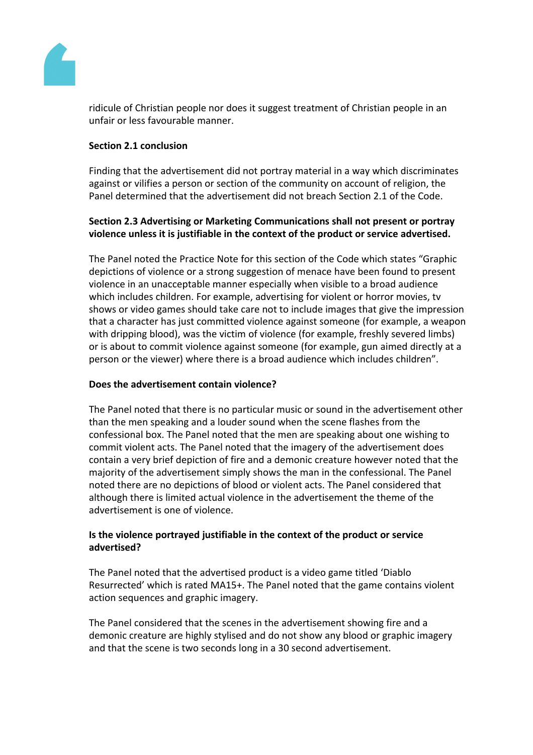ridicule of Christian people nor does it suggest treatment of Christian people in an unfair or less favourable manner.

**Section 2.1 conclusion**

Finding that the advertisement did not portray material in a way which discriminates against or vilifies a person or section of the community on account of religion, the Panel determined that the advertisement did not breach Section 2.1 of the Code.

**Section 2.3 Advertising or Marketing Communications shall not present or portray violence unless it is justifiable in the context of the product or service advertised.**

The Panel noted the Practice Note for this section of the Code which states "Graphic depictions of violence or a strong suggestion of menace have been found to present violence in an unacceptable manner especially when visible to a broad audience which includes children. For example, advertising for violent or horror movies, tv shows or video games should take care not to include images that give the impression that a character has just committed violence against someone (for example, a weapon with dripping blood), was the victim of violence (for example, freshly severed limbs) or is about to commit violence against someone (for example, gun aimed directly at a person or the viewer) where there is a broad audience which includes children".

**Does the advertisement contain violence?**

The Panel noted that there is no particular music or sound in the advertisement other than the men speaking and a louder sound when the scene flashes from the confessional box. The Panel noted that the men are speaking about one wishing to commit violent acts. The Panel noted that the imagery of the advertisement does contain a very brief depiction of fire and a demonic creature however noted that the majority of the advertisement simply shows the man in the confessional. The Panel noted there are no depictions of blood or violent acts. The Panel considered that although there is limited actual violence in the advertisement the theme of the advertisement is one of violence.

**Is the violence portrayed justifiable in the context of the product or service advertised?**

The Panel noted that the advertised product is a video game titled 'Diablo Resurrected' which is rated MA15+. The Panel noted that the game contains violent action sequences and graphic imagery.

The Panel considered that the scenes in the advertisement showing fire and a demonic creature are highly stylised and do not show any blood or graphic imagery and that the scene is two seconds long in a 30 second advertisement.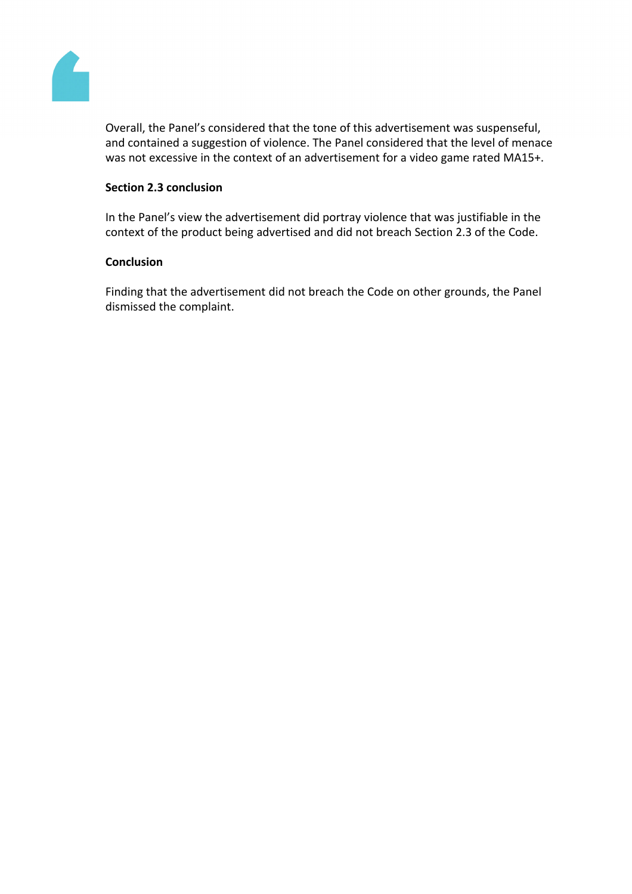Overall, the Panel's considered that the tone of this advertisement was suspenseful, and contained a suggestion of violence. The Panel considered that the level of menace was not excessive in the context of an advertisement for a video game rated MA15+.

**Section 2.3 conclusion**

In the Panel's view the advertisement did portray violence that was justifiable in the context of the product being advertised and did not breach Section 2.3 of the Code.

**Conclusion**

Finding that the advertisement did not breach the Code on other grounds, the Panel dismissed the complaint.